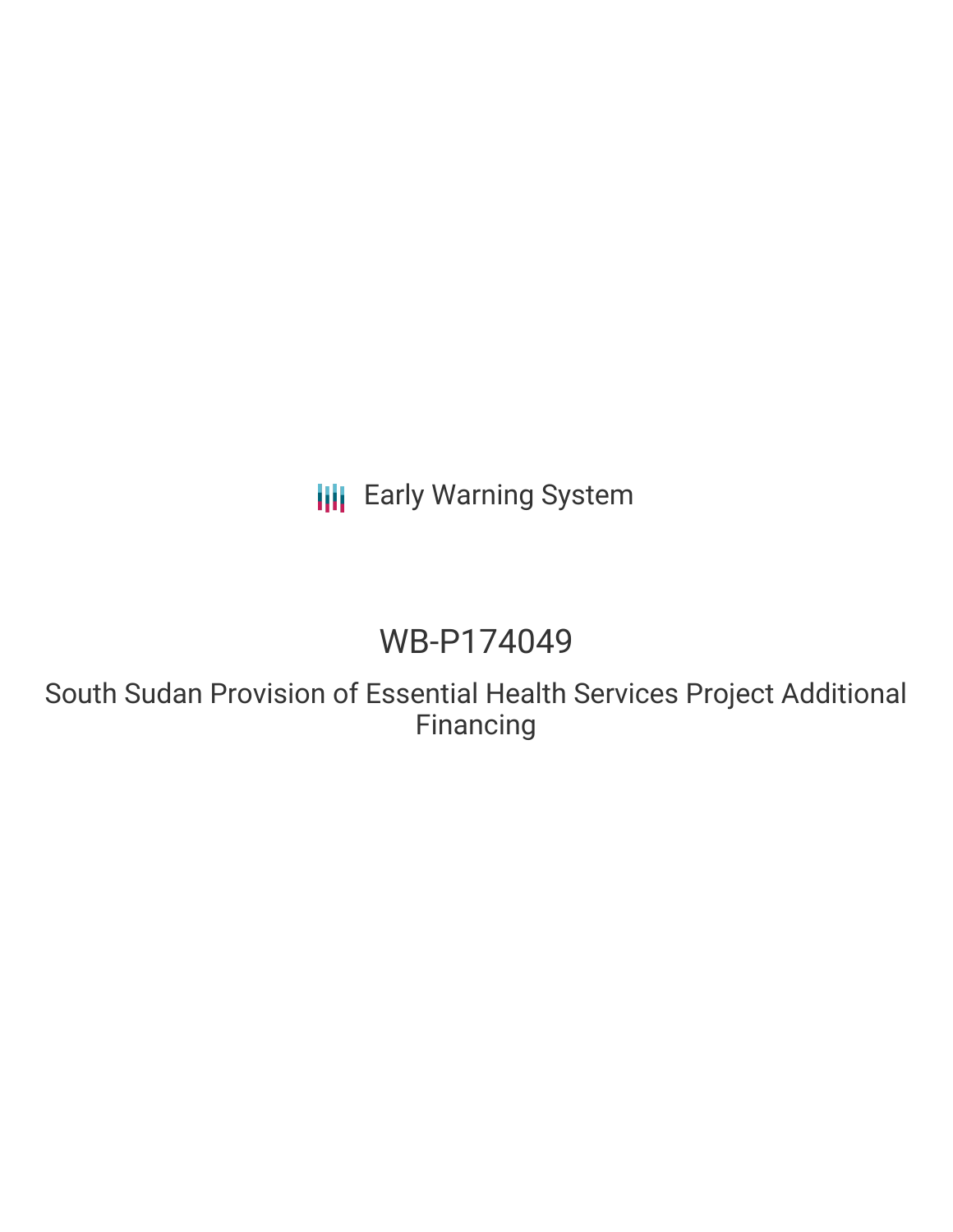Early Warning System

# WB-P174049

## South Sudan Provision of Essential Health Services Project Additional Financing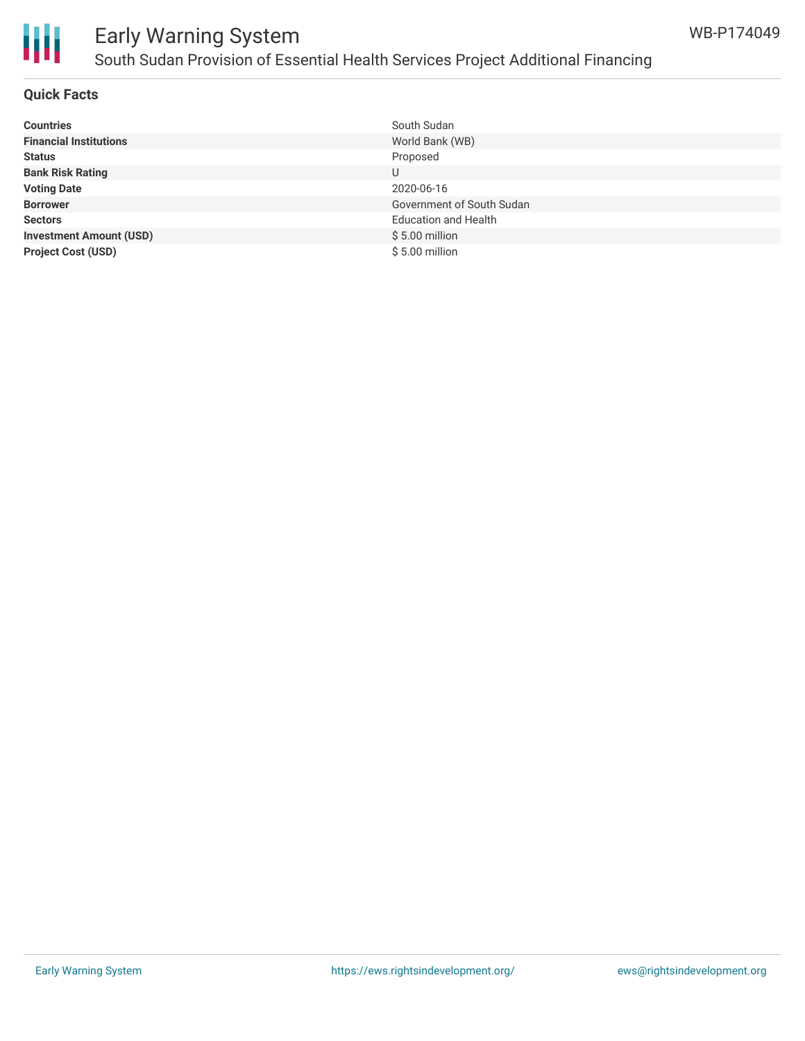# Early Warning System

## South Sudan Provision of Essential Health Services Project Additional Financing

WB-P174049

### Quick Facts

| | |
|---|---|
| **Countries** | South Sudan |
| **Financial Institutions** | World Bank (WB) |
| **Status** | Proposed |
| **Bank Risk Rating** | U |
| **Voting Date** | 2020-06-16 |
| **Borrower** | Government of South Sudan |
| **Sectors** | Education and Health |
| **Investment Amount (USD)** | $ 5.00 million |
| **Project Cost (USD)** | $ 5.00 million |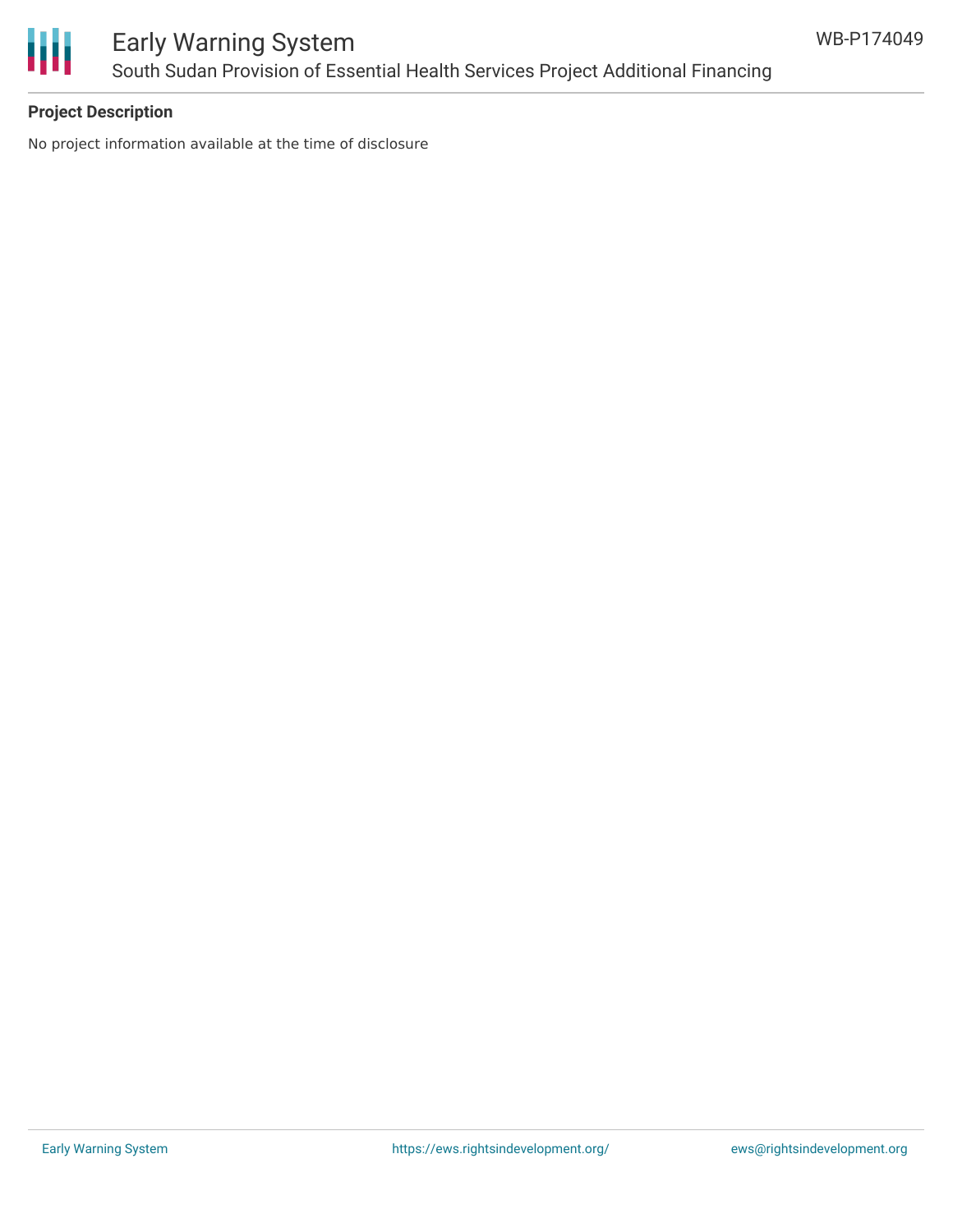**Project Description**

No project information available at the time of disclosure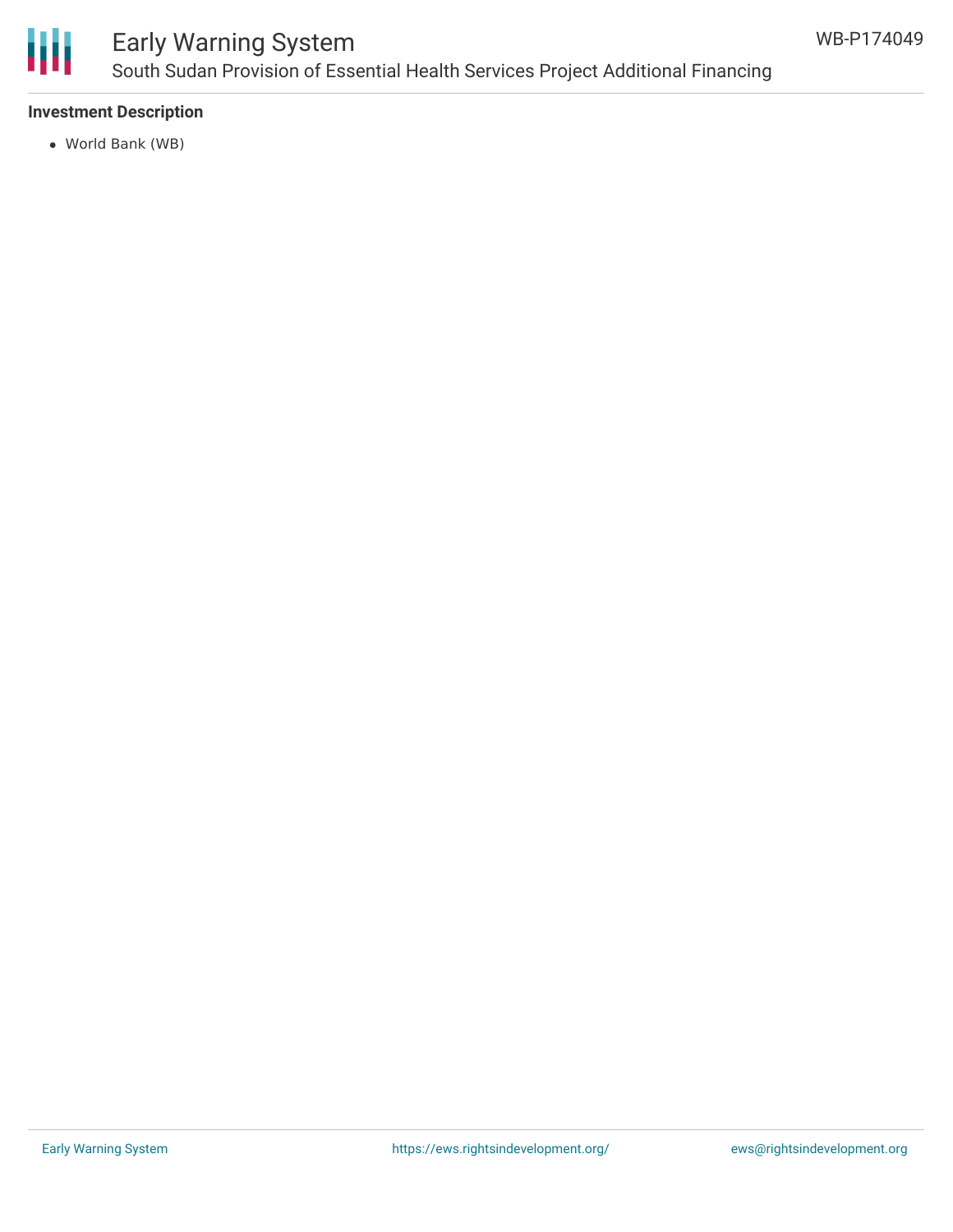**Investment Description**

- World Bank (WB)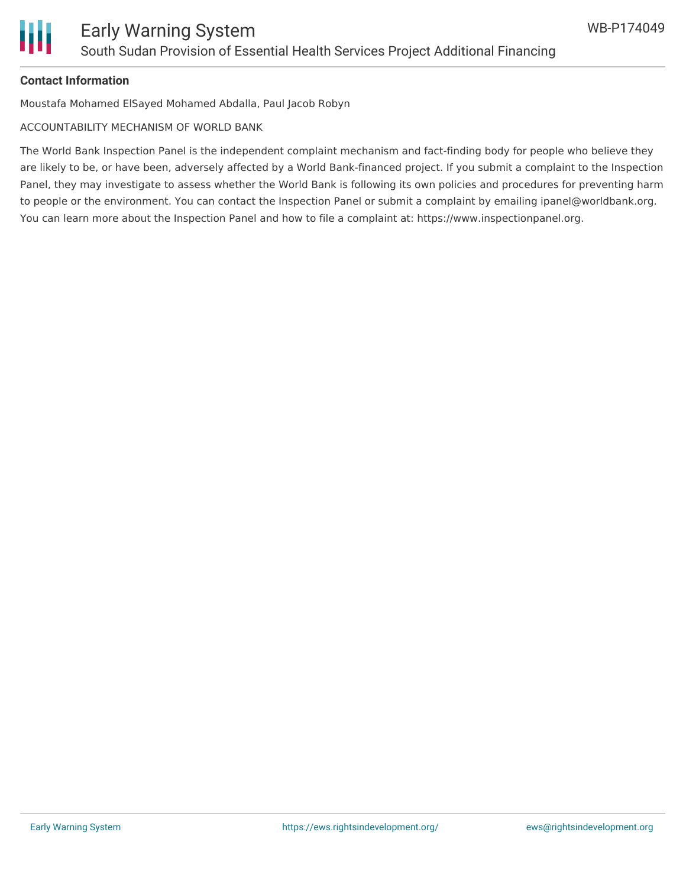**Contact Information**

Moustafa Mohamed ElSayed Mohamed Abdalla, Paul Jacob Robyn

ACCOUNTABILITY MECHANISM OF WORLD BANK

The World Bank Inspection Panel is the independent complaint mechanism and fact-finding body for people who believe they are likely to be, or have been, adversely affected by a World Bank-financed project. If you submit a complaint to the Inspection Panel, they may investigate to assess whether the World Bank is following its own policies and procedures for preventing harm to people or the environment. You can contact the Inspection Panel or submit a complaint by emailing ipanel@worldbank.org. You can learn more about the Inspection Panel and how to file a complaint at: https://www.inspectionpanel.org.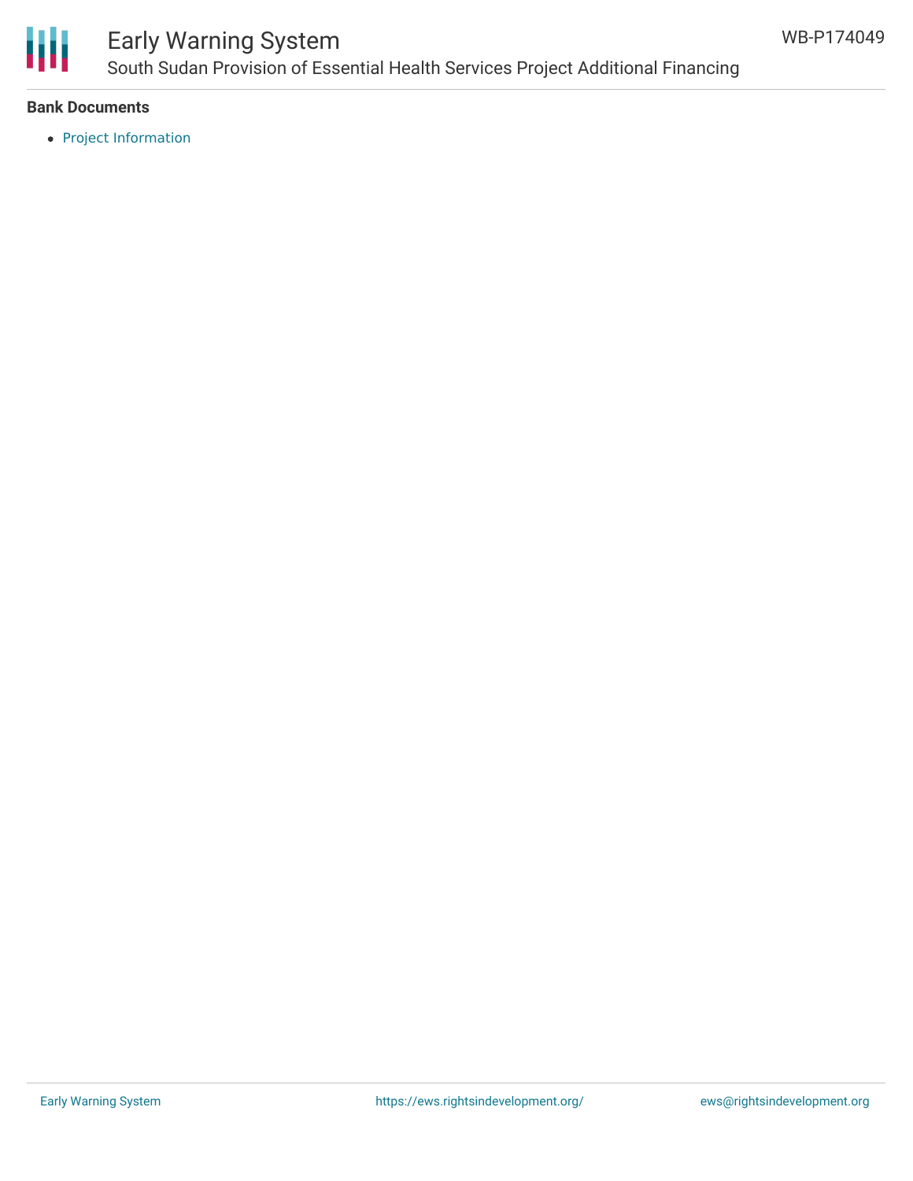**Bank Documents**

- Project Information